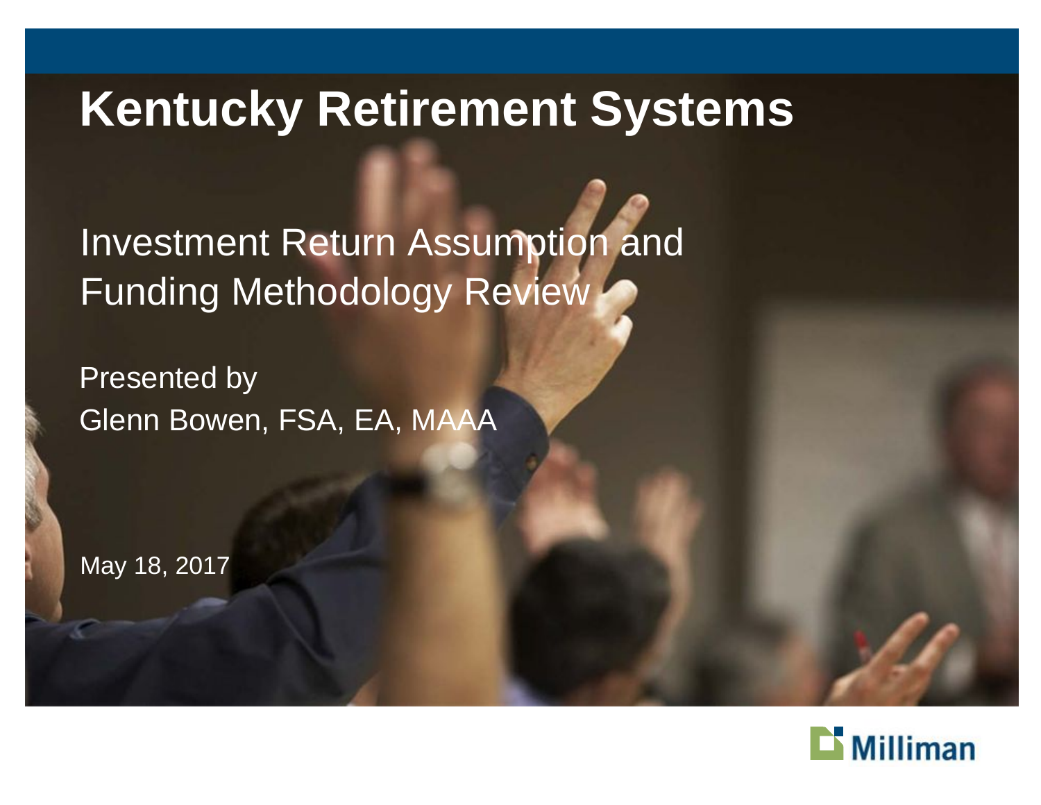# Kentucky Retirement Systems

## Investment Return Assumption and Funding Methodology Review

Presented by
Glenn Bowen, FSA, EA, MAAA

May 18, 2017

Milliman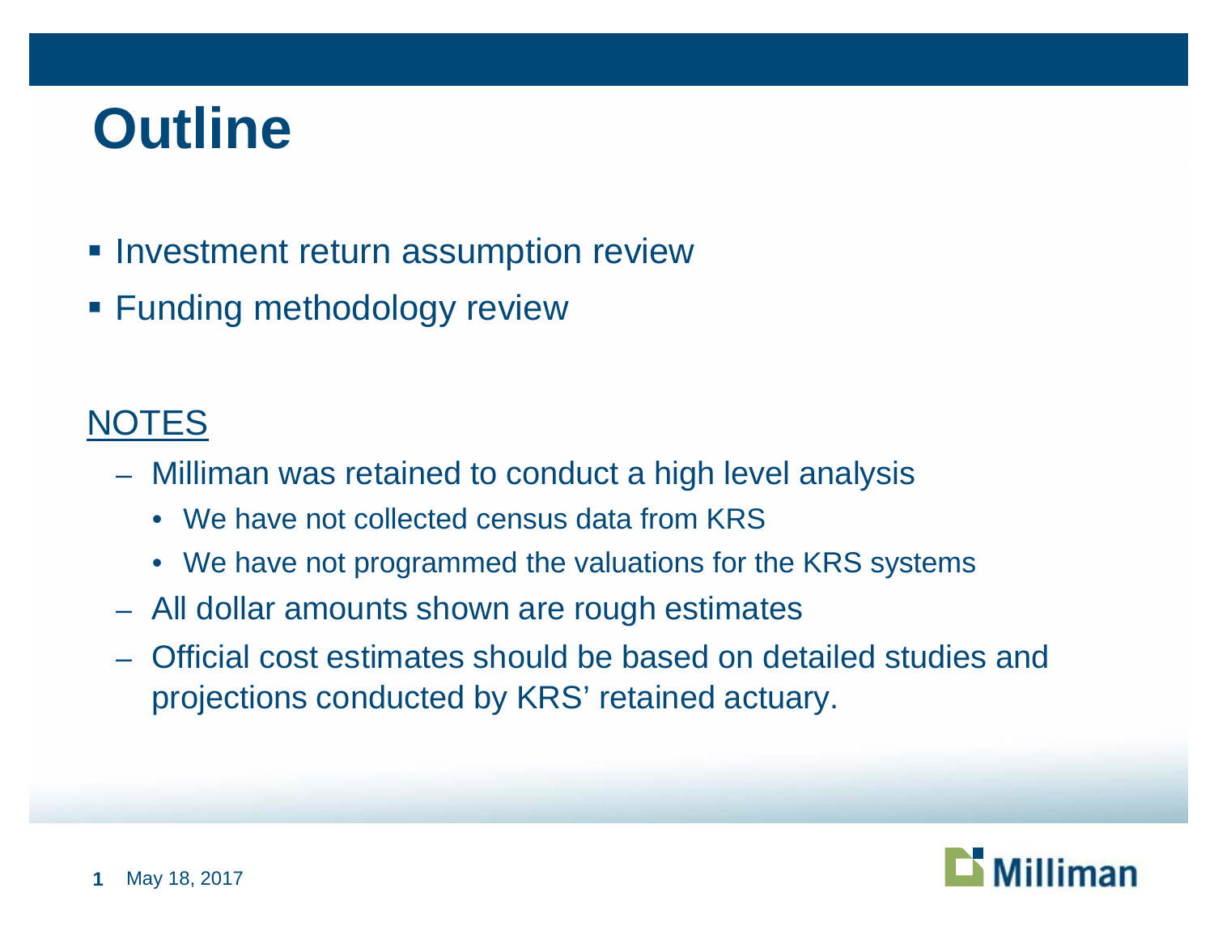# Outline

- Investment return assumption review
- Funding methodology review

NOTES

- Milliman was retained to conduct a high level analysis
  - We have not collected census data from KRS
  - We have not programmed the valuations for the KRS systems
- All dollar amounts shown are rough estimates
- Official cost estimates should be based on detailed studies and projections conducted by KRS' retained actuary.

May 18, 2017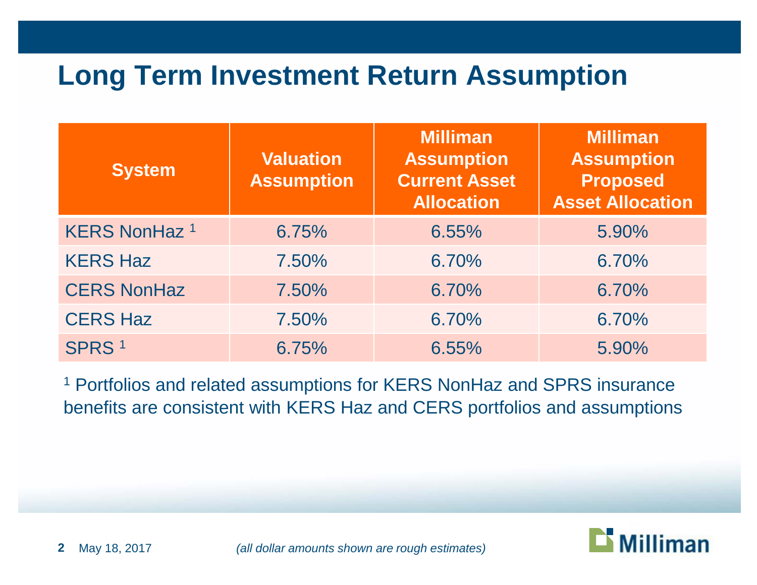# Long Term Investment Return Assumption

| System | Valuation Assumption | Milliman Assumption Current Asset Allocation | Milliman Assumption Proposed Asset Allocation |
|---|---|---|---|
| KERS NonHaz [1] | 6.75% | 6.55% | 5.90% |
| KERS Haz | 7.50% | 6.70% | 6.70% |
| CERS NonHaz | 7.50% | 6.70% | 6.70% |
| CERS Haz | 7.50% | 6.70% | 6.70% |
| SPRS [1] | 6.75% | 6.55% | 5.90% |

[1] Portfolios and related assumptions for KERS NonHaz and SPRS insurance benefits are consistent with KERS Haz and CERS portfolios and assumptions

May 18, 2017

*(all dollar amounts shown are rough estimates)*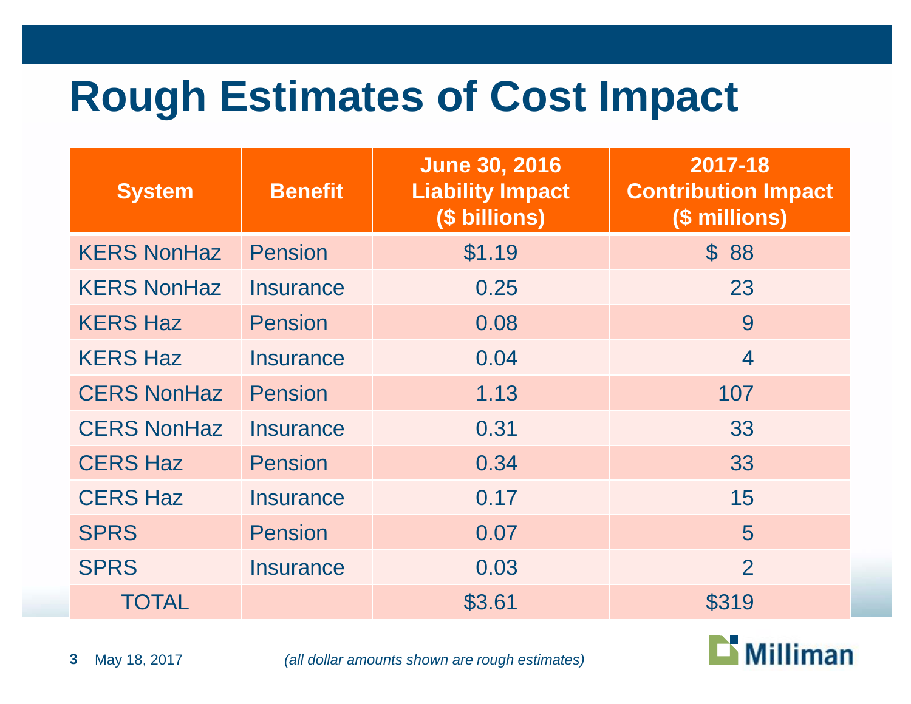# Rough Estimates of Cost Impact

| System | Benefit | June 30, 2016 Liability Impact ($ billions) | 2017-18 Contribution Impact ($ millions) |
|---|---|---|---|
| KERS NonHaz | Pension | $1.19 | $ 88 |
| KERS NonHaz | Insurance | 0.25 | 23 |
| KERS Haz | Pension | 0.08 | 9 |
| KERS Haz | Insurance | 0.04 | 4 |
| CERS NonHaz | Pension | 1.13 | 107 |
| CERS NonHaz | Insurance | 0.31 | 33 |
| CERS Haz | Pension | 0.34 | 33 |
| CERS Haz | Insurance | 0.17 | 15 |
| SPRS | Pension | 0.07 | 5 |
| SPRS | Insurance | 0.03 | 2 |
| TOTAL | | $3.61 | $319 |

May 18, 2017

*(all dollar amounts shown are rough estimates)*

Milliman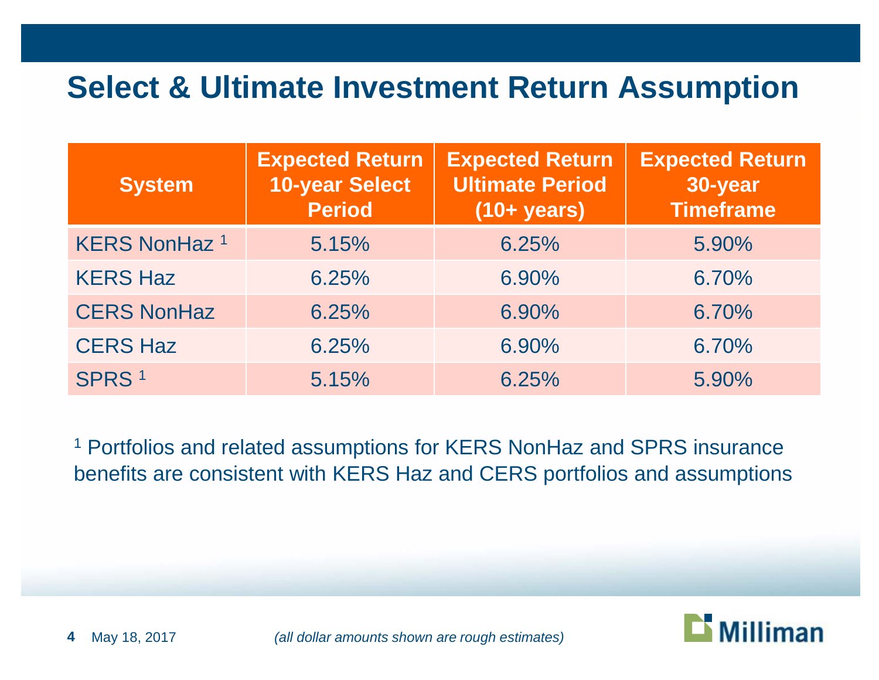# Select & Ultimate Investment Return Assumption

| System | Expected Return 10-year Select Period | Expected Return Ultimate Period (10+ years) | Expected Return 30-year Timeframe |
|---|---|---|---|
| KERS NonHaz [1] | 5.15% | 6.25% | 5.90% |
| KERS Haz | 6.25% | 6.90% | 6.70% |
| CERS NonHaz | 6.25% | 6.90% | 6.70% |
| CERS Haz | 6.25% | 6.90% | 6.70% |
| SPRS [1] | 5.15% | 6.25% | 5.90% |

[1] Portfolios and related assumptions for KERS NonHaz and SPRS insurance benefits are consistent with KERS Haz and CERS portfolios and assumptions

May 18, 2017

*(all dollar amounts shown are rough estimates)*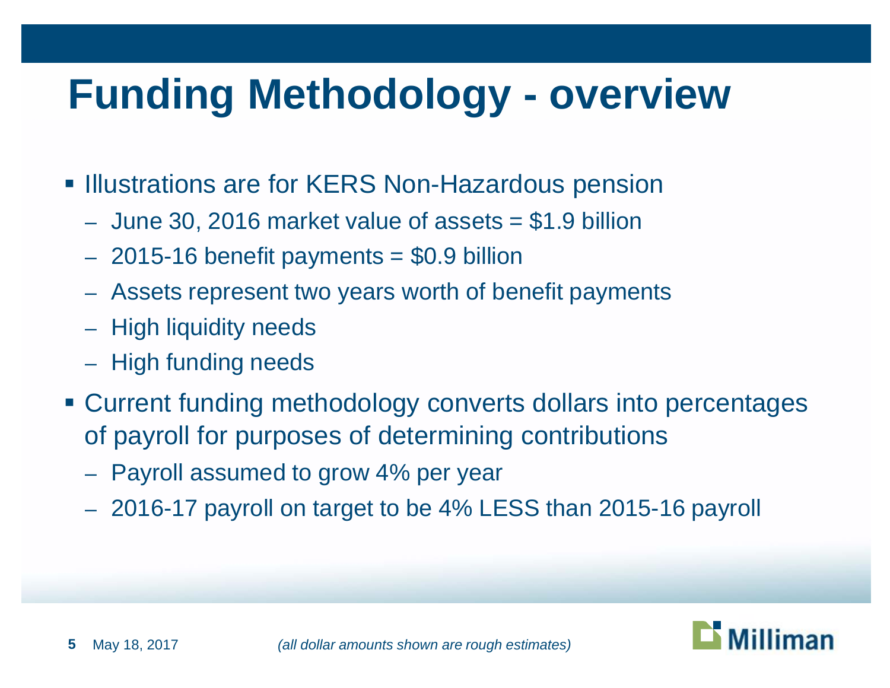# Funding Methodology - overview

- Illustrations are for KERS Non-Hazardous pension
  - June 30, 2016 market value of assets = $1.9 billion
  - 2015-16 benefit payments = $0.9 billion
  - Assets represent two years worth of benefit payments
  - High liquidity needs
  - High funding needs
- Current funding methodology converts dollars into percentages of payroll for purposes of determining contributions
  - Payroll assumed to grow 4% per year
  - 2016-17 payroll on target to be 4% LESS than 2015-16 payroll

*(all dollar amounts shown are rough estimates)*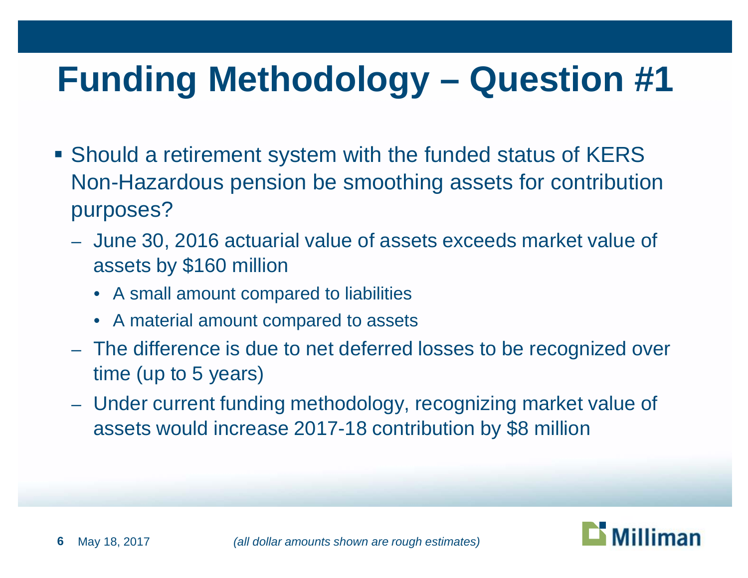# Funding Methodology – Question #1

- Should a retirement system with the funded status of KERS Non-Hazardous pension be smoothing assets for contribution purposes?
  - June 30, 2016 actuarial value of assets exceeds market value of assets by $160 million
    - A small amount compared to liabilities
    - A material amount compared to assets
  - The difference is due to net deferred losses to be recognized over time (up to 5 years)
  - Under current funding methodology, recognizing market value of assets would increase 2017-18 contribution by $8 million

*(all dollar amounts shown are rough estimates)*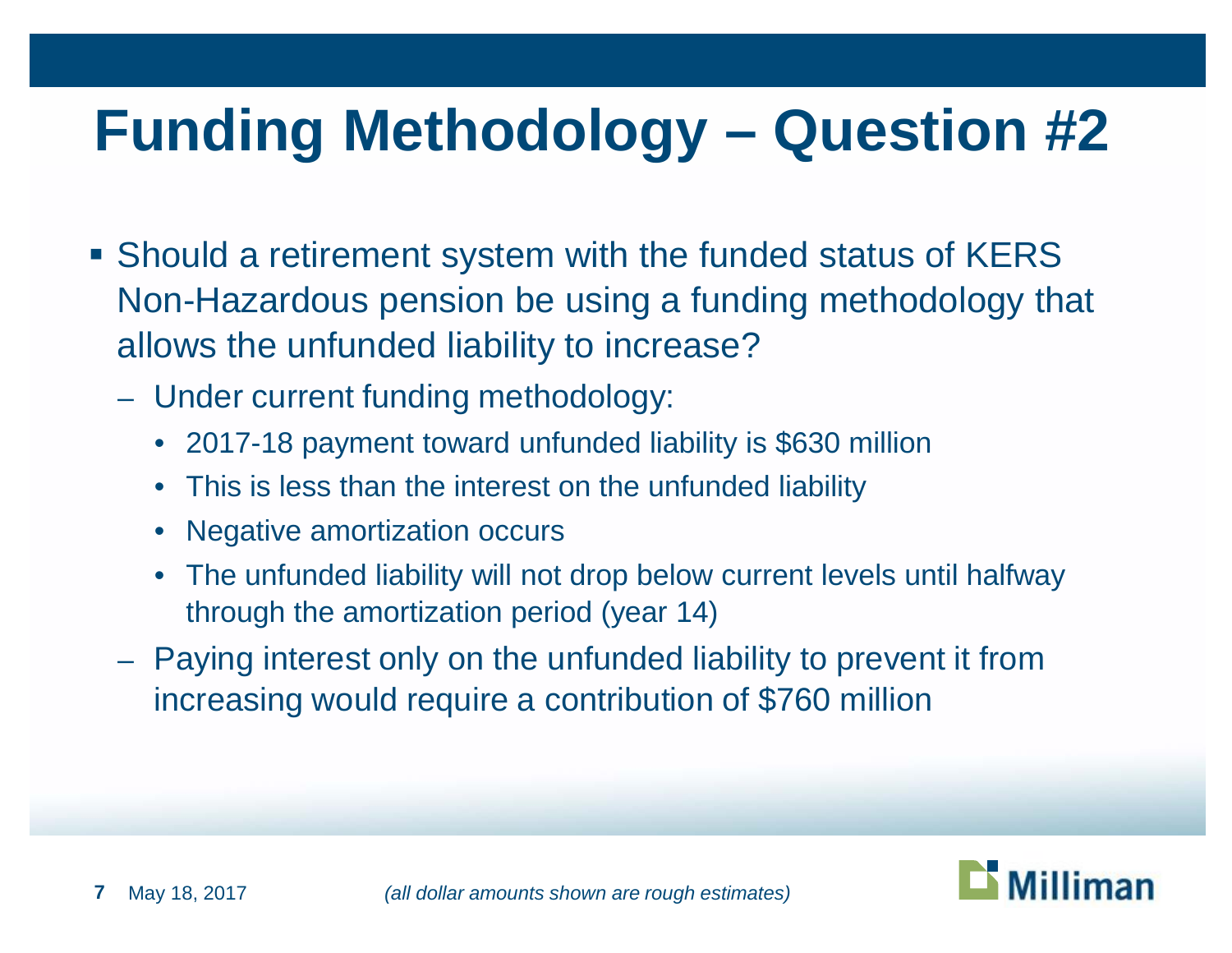# Funding Methodology – Question #2

- Should a retirement system with the funded status of KERS Non-Hazardous pension be using a funding methodology that allows the unfunded liability to increase?
  - Under current funding methodology:
    - 2017-18 payment toward unfunded liability is $630 million
    - This is less than the interest on the unfunded liability
    - Negative amortization occurs
    - The unfunded liability will not drop below current levels until halfway through the amortization period (year 14)
  - Paying interest only on the unfunded liability to prevent it from increasing would require a contribution of $760 million

*(all dollar amounts shown are rough estimates)*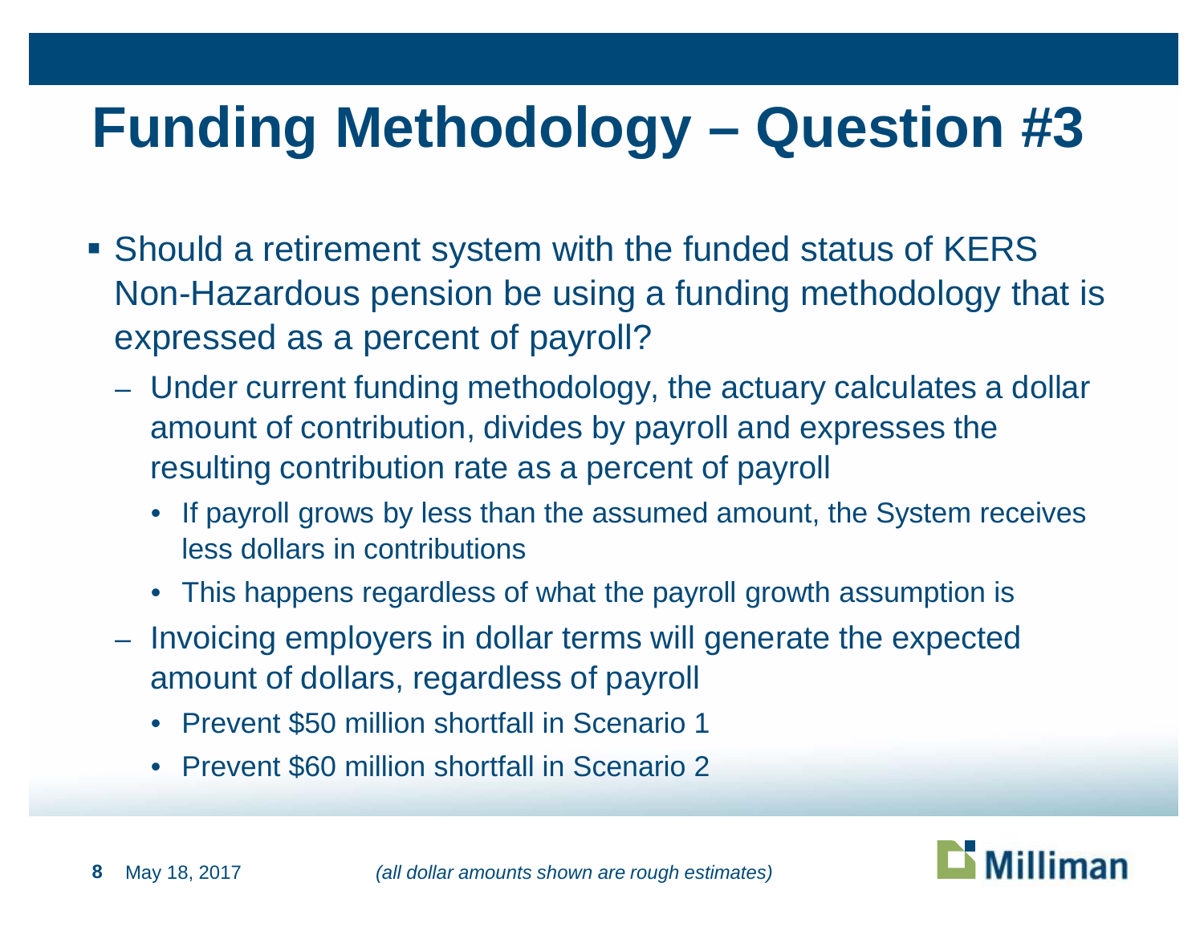# Funding Methodology – Question #3

- Should a retirement system with the funded status of KERS Non-Hazardous pension be using a funding methodology that is expressed as a percent of payroll?
  - Under current funding methodology, the actuary calculates a dollar amount of contribution, divides by payroll and expresses the resulting contribution rate as a percent of payroll
    - If payroll grows by less than the assumed amount, the System receives less dollars in contributions
    - This happens regardless of what the payroll growth assumption is
  - Invoicing employers in dollar terms will generate the expected amount of dollars, regardless of payroll
    - Prevent $50 million shortfall in Scenario 1
    - Prevent $60 million shortfall in Scenario 2

*(all dollar amounts shown are rough estimates)*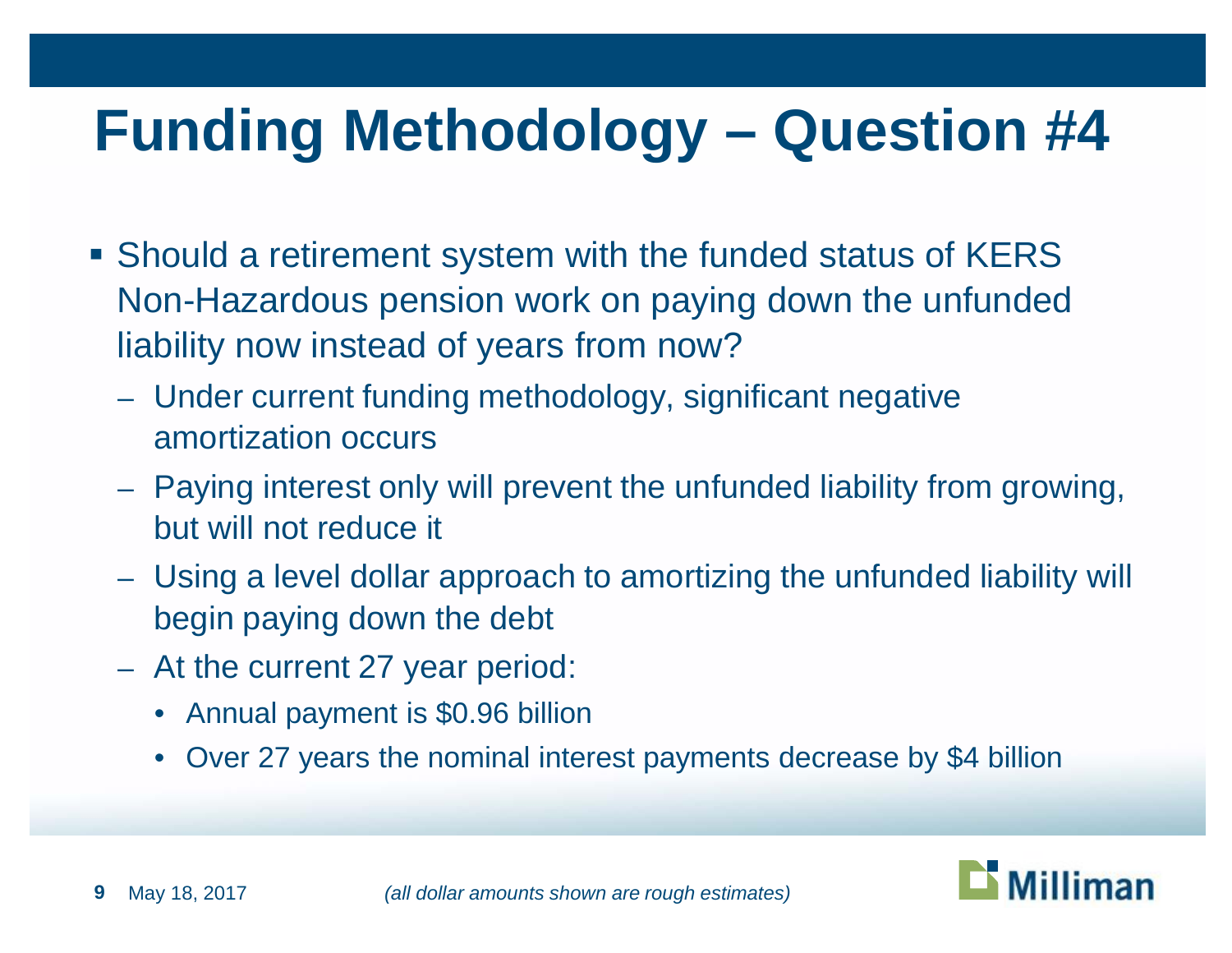# Funding Methodology – Question #4

- Should a retirement system with the funded status of KERS Non-Hazardous pension work on paying down the unfunded liability now instead of years from now?
  - Under current funding methodology, significant negative amortization occurs
  - Paying interest only will prevent the unfunded liability from growing, but will not reduce it
  - Using a level dollar approach to amortizing the unfunded liability will begin paying down the debt
  - At the current 27 year period:
    - Annual payment is $0.96 billion
    - Over 27 years the nominal interest payments decrease by $4 billion

*(all dollar amounts shown are rough estimates)*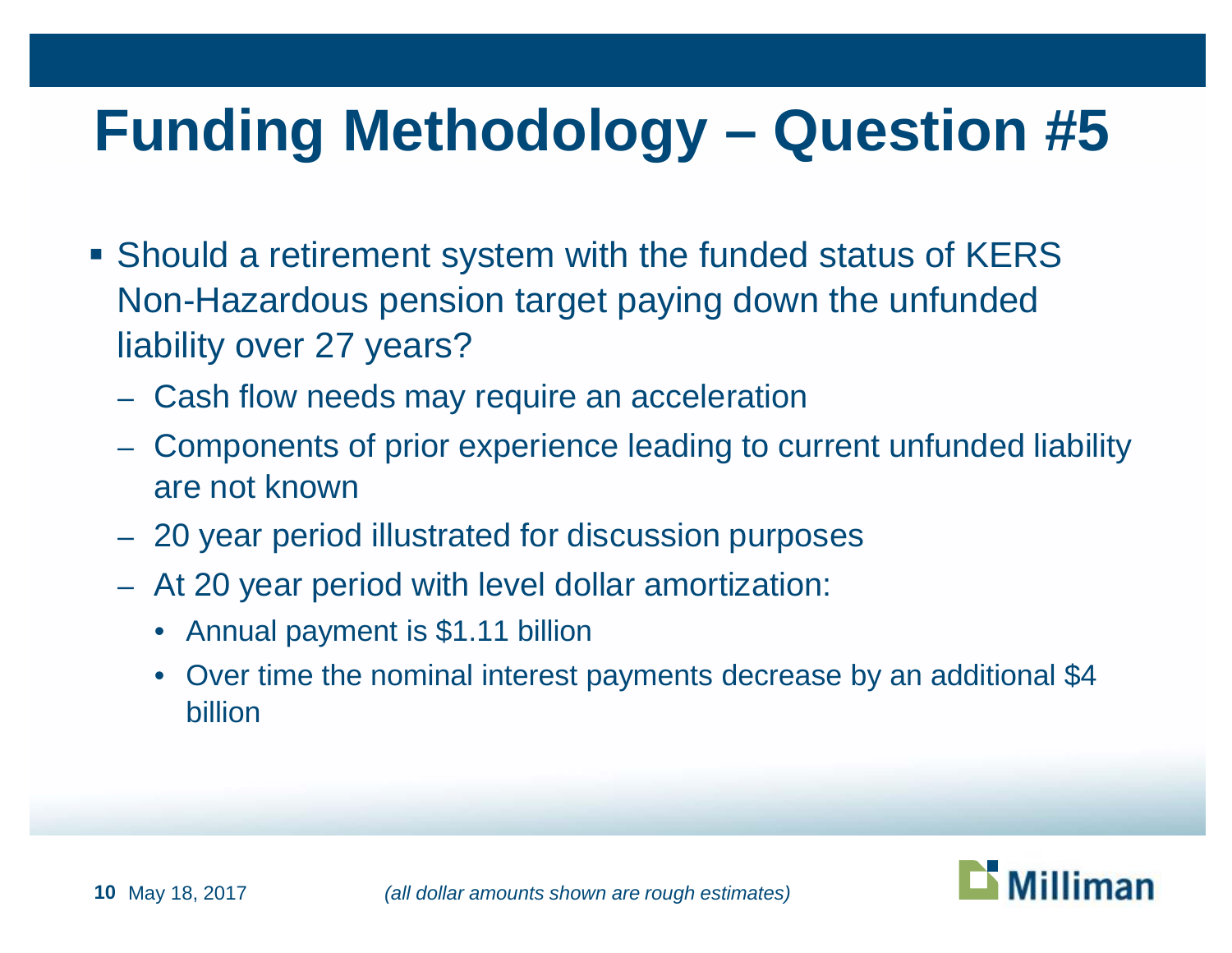# Funding Methodology – Question #5

- Should a retirement system with the funded status of KERS Non-Hazardous pension target paying down the unfunded liability over 27 years?
  - Cash flow needs may require an acceleration
  - Components of prior experience leading to current unfunded liability are not known
  - 20 year period illustrated for discussion purposes
  - At 20 year period with level dollar amortization:
    - Annual payment is $1.11 billion
    - Over time the nominal interest payments decrease by an additional $4 billion

*(all dollar amounts shown are rough estimates)*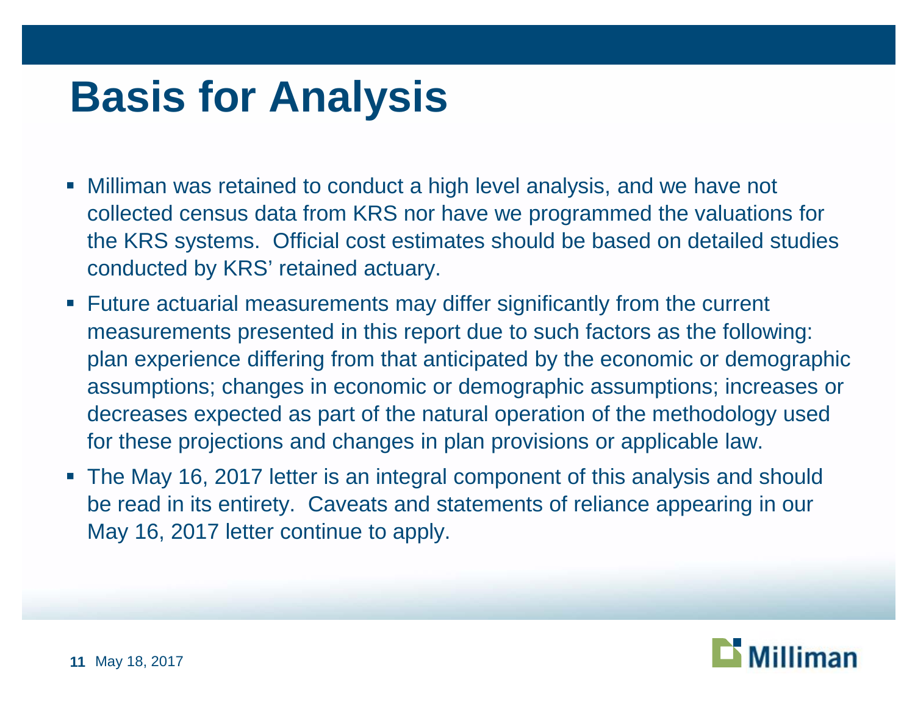# Basis for Analysis

- Milliman was retained to conduct a high level analysis, and we have not collected census data from KRS nor have we programmed the valuations for the KRS systems. Official cost estimates should be based on detailed studies conducted by KRS' retained actuary.
- Future actuarial measurements may differ significantly from the current measurements presented in this report due to such factors as the following: plan experience differing from that anticipated by the economic or demographic assumptions; changes in economic or demographic assumptions; increases or decreases expected as part of the natural operation of the methodology used for these projections and changes in plan provisions or applicable law.
- The May 16, 2017 letter is an integral component of this analysis and should be read in its entirety. Caveats and statements of reliance appearing in our May 16, 2017 letter continue to apply.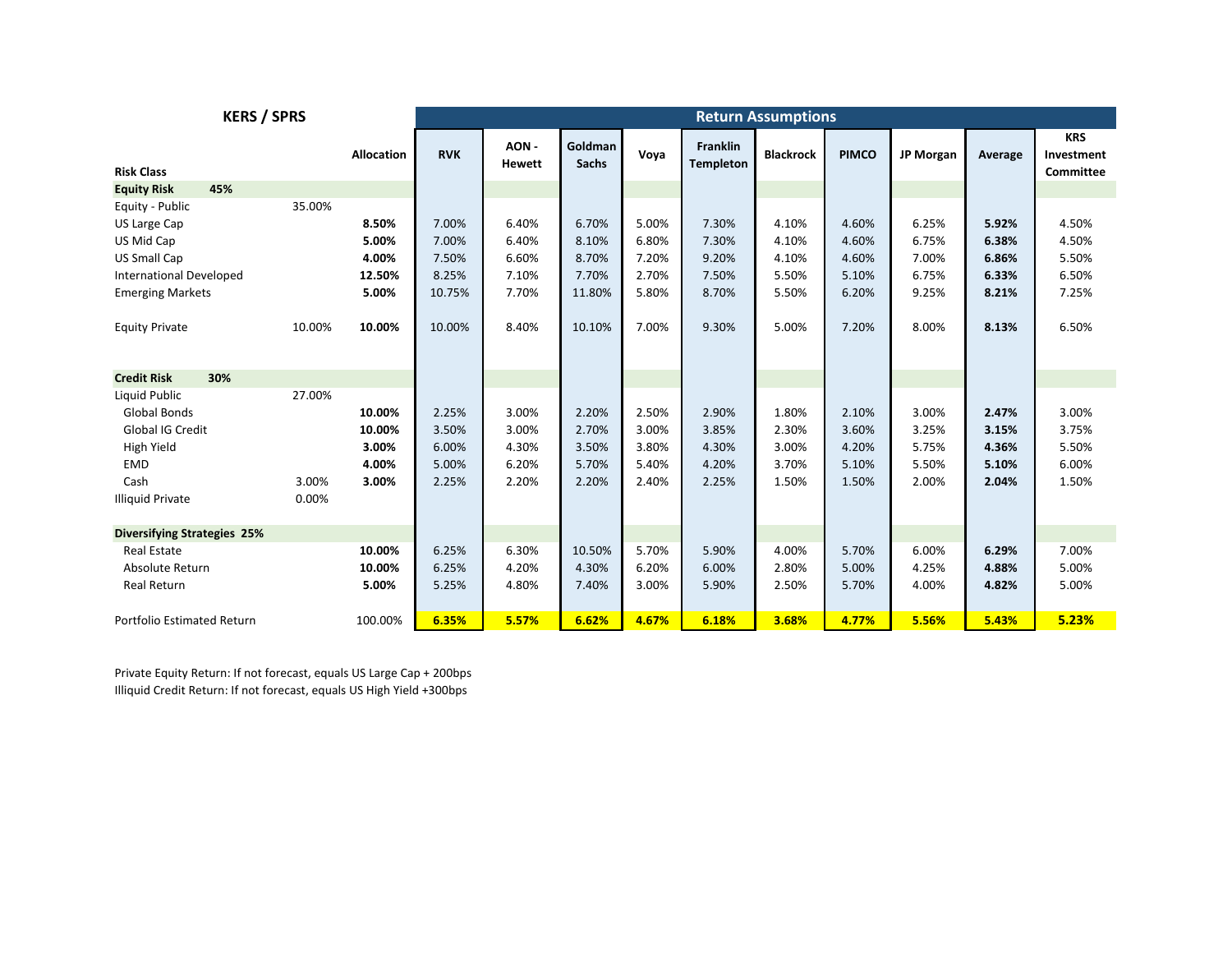| KERS / SPRS | | | Return Assumptions | | | | | | | | | |
|---|---|---|---|---|---|---|---|---|---|---|---|---|
| Risk Class | | Allocation | RVK | AON - Hewett | Goldman Sachs | Voya | Franklin Templeton | Blackrock | PIMCO | JP Morgan | Average | KRS Investment Committee |
| **Equity Risk 45%** | | | | | | | | | | | | |
| Equity - Public | 35.00% | | | | | | | | | | | |
| US Large Cap | | **8.50%** | 7.00% | 6.40% | 6.70% | 5.00% | 7.30% | 4.10% | 4.60% | 6.25% | **5.92%** | 4.50% |
| US Mid Cap | | **5.00%** | 7.00% | 6.40% | 8.10% | 6.80% | 7.30% | 4.10% | 4.60% | 6.75% | **6.38%** | 4.50% |
| US Small Cap | | **4.00%** | 7.50% | 6.60% | 8.70% | 7.20% | 9.20% | 4.10% | 4.60% | 7.00% | **6.86%** | 5.50% |
| International Developed | | **12.50%** | 8.25% | 7.10% | 7.70% | 2.70% | 7.50% | 5.50% | 5.10% | 6.75% | **6.33%** | 6.50% |
| Emerging Markets | | **5.00%** | 10.75% | 7.70% | 11.80% | 5.80% | 8.70% | 5.50% | 6.20% | 9.25% | **8.21%** | 7.25% |
| Equity Private | 10.00% | **10.00%** | 10.00% | 8.40% | 10.10% | 7.00% | 9.30% | 5.00% | 7.20% | 8.00% | **8.13%** | 6.50% |
| **Credit Risk 30%** | | | | | | | | | | | | |
| Liquid Public | 27.00% | | | | | | | | | | | |
| Global Bonds | | **10.00%** | 2.25% | 3.00% | 2.20% | 2.50% | 2.90% | 1.80% | 2.10% | 3.00% | **2.47%** | 3.00% |
| Global IG Credit | | **10.00%** | 3.50% | 3.00% | 2.70% | 3.00% | 3.85% | 2.30% | 3.60% | 3.25% | **3.15%** | 3.75% |
| High Yield | | **3.00%** | 6.00% | 4.30% | 3.50% | 3.80% | 4.30% | 3.00% | 4.20% | 5.75% | **4.36%** | 5.50% |
| EMD | | **4.00%** | 5.00% | 6.20% | 5.70% | 5.40% | 4.20% | 3.70% | 5.10% | 5.50% | **5.10%** | 6.00% |
| Cash | 3.00% | **3.00%** | 2.25% | 2.20% | 2.20% | 2.40% | 2.25% | 1.50% | 1.50% | 2.00% | **2.04%** | 1.50% |
| Illiquid Private | 0.00% | | | | | | | | | | | |
| **Diversifying Strategies 25%** | | | | | | | | | | | | |
| Real Estate | | **10.00%** | 6.25% | 6.30% | 10.50% | 5.70% | 5.90% | 4.00% | 5.70% | 6.00% | **6.29%** | 7.00% |
| Absolute Return | | **10.00%** | 6.25% | 4.20% | 4.30% | 6.20% | 6.00% | 2.80% | 5.00% | 4.25% | **4.88%** | 5.00% |
| Real Return | | **5.00%** | 5.25% | 4.80% | 7.40% | 3.00% | 5.90% | 2.50% | 5.70% | 4.00% | **4.82%** | 5.00% |
| Portfolio Estimated Return | | 100.00% | **6.35%** | **5.57%** | **6.62%** | **4.67%** | **6.18%** | **3.68%** | **4.77%** | **5.56%** | **5.43%** | **5.23%** |

Private Equity Return: If not forecast, equals US Large Cap + 200bps
Illiquid Credit Return: If not forecast, equals US High Yield +300bps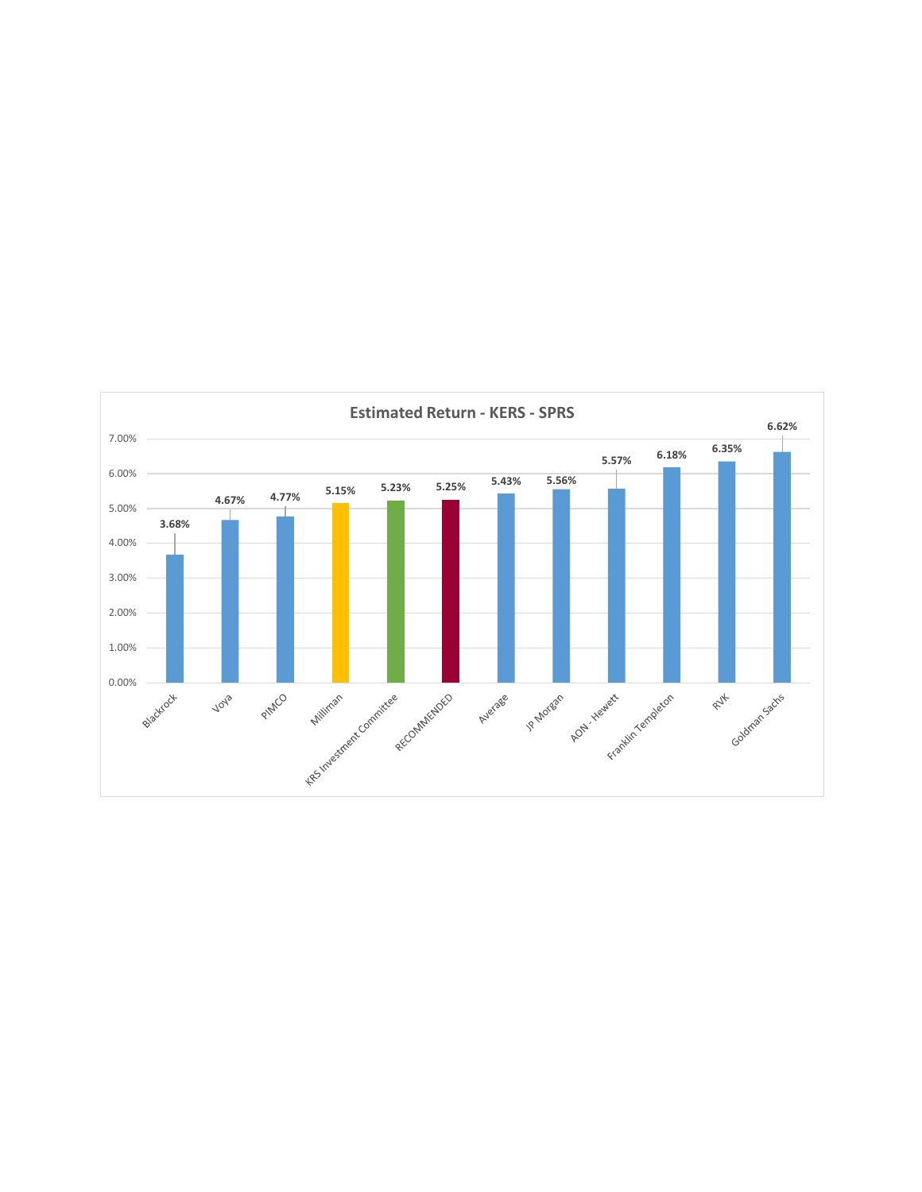## Estimated Return - KERS - SPRS

| Source | Estimated Return |
|---|---|
| Blackrock | 3.68% |
| Voya | 4.67% |
| PIMCO | 4.77% |
| Milliman | 5.15% |
| KRS Investment Committee | 5.23% |
| RECOMMENDED | 5.25% |
| Average | 5.43% |
| JP Morgan | 5.56% |
| AON - Hewett | 5.57% |
| Franklin Templeton | 6.18% |
| RVK | 6.35% |
| Goldman Sachs | 6.62% |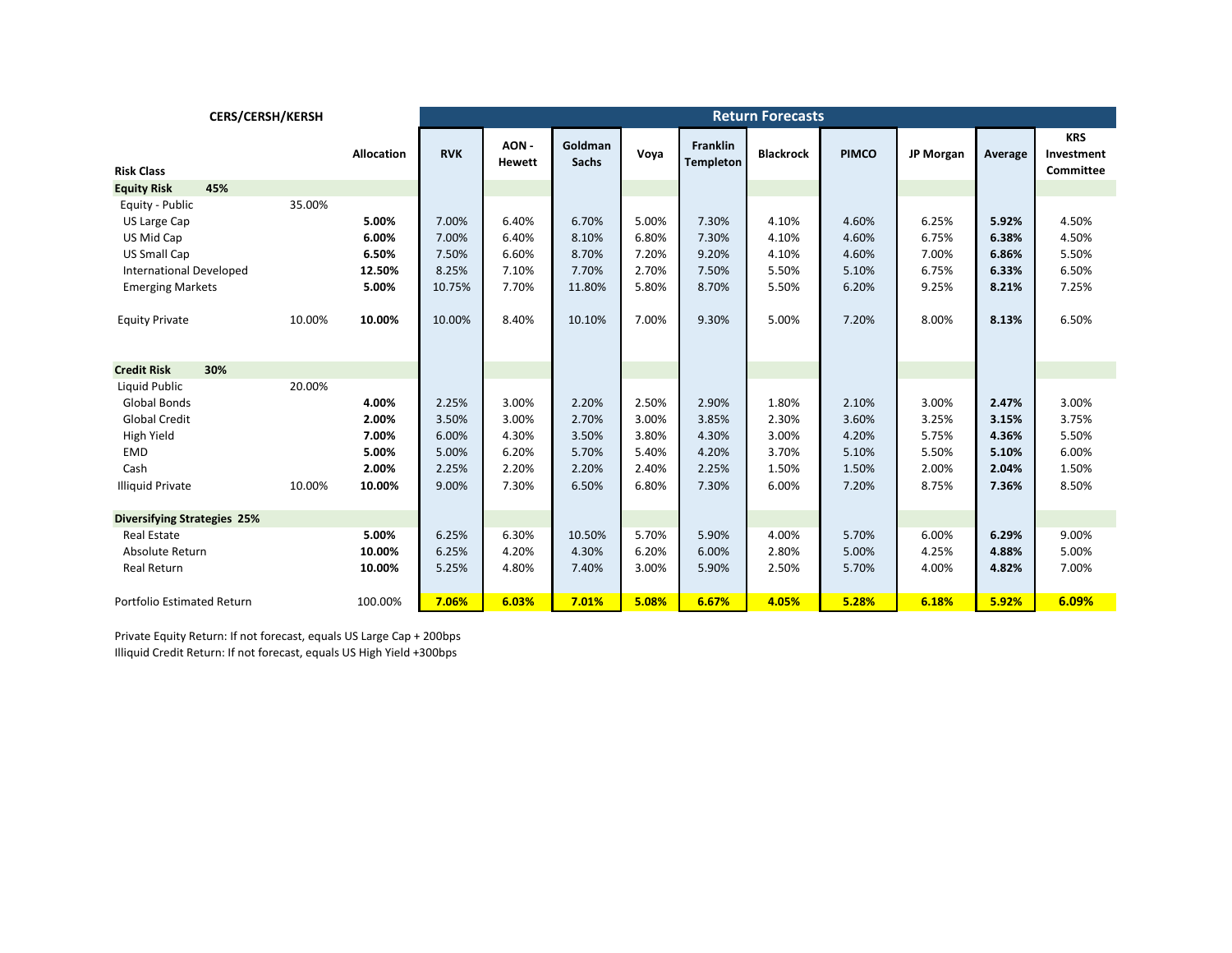| CERS/CERSH/KERSH | | | Return Forecasts | | | | | | | | | |
|---|---|---|---|---|---|---|---|---|---|---|---|---|
| Risk Class | | Allocation | RVK | AON - Hewett | Goldman Sachs | Voya | Franklin Templeton | Blackrock | PIMCO | JP Morgan | Average | KRS Investment Committee |
| **Equity Risk** **45%** | | | | | | | | | | | | |
| Equity - Public | 35.00% | | | | | | | | | | | |
| US Large Cap | | **5.00%** | 7.00% | 6.40% | 6.70% | 5.00% | 7.30% | 4.10% | 4.60% | 6.25% | **5.92%** | 4.50% |
| US Mid Cap | | **6.00%** | 7.00% | 6.40% | 8.10% | 6.80% | 7.30% | 4.10% | 4.60% | 6.75% | **6.38%** | 4.50% |
| US Small Cap | | **6.50%** | 7.50% | 6.60% | 8.70% | 7.20% | 9.20% | 4.10% | 4.60% | 7.00% | **6.86%** | 5.50% |
| International Developed | | **12.50%** | 8.25% | 7.10% | 7.70% | 2.70% | 7.50% | 5.50% | 5.10% | 6.75% | **6.33%** | 6.50% |
| Emerging Markets | | **5.00%** | 10.75% | 7.70% | 11.80% | 5.80% | 8.70% | 5.50% | 6.20% | 9.25% | **8.21%** | 7.25% |
| Equity Private | 10.00% | **10.00%** | 10.00% | 8.40% | 10.10% | 7.00% | 9.30% | 5.00% | 7.20% | 8.00% | **8.13%** | 6.50% |
| **Credit Risk** **30%** | | | | | | | | | | | | |
| Liquid Public | 20.00% | | | | | | | | | | | |
| Global Bonds | | **4.00%** | 2.25% | 3.00% | 2.20% | 2.50% | 2.90% | 1.80% | 2.10% | 3.00% | **2.47%** | 3.00% |
| Global Credit | | **2.00%** | 3.50% | 3.00% | 2.70% | 3.00% | 3.85% | 2.30% | 3.60% | 3.25% | **3.15%** | 3.75% |
| High Yield | | **7.00%** | 6.00% | 4.30% | 3.50% | 3.80% | 4.30% | 3.00% | 4.20% | 5.75% | **4.36%** | 5.50% |
| EMD | | **5.00%** | 5.00% | 6.20% | 5.70% | 5.40% | 4.20% | 3.70% | 5.10% | 5.50% | **5.10%** | 6.00% |
| Cash | | **2.00%** | 2.25% | 2.20% | 2.20% | 2.40% | 2.25% | 1.50% | 1.50% | 2.00% | **2.04%** | 1.50% |
| Illiquid Private | 10.00% | **10.00%** | 9.00% | 7.30% | 6.50% | 6.80% | 7.30% | 6.00% | 7.20% | 8.75% | **7.36%** | 8.50% |
| **Diversifying Strategies 25%** | | | | | | | | | | | | |
| Real Estate | | **5.00%** | 6.25% | 6.30% | 10.50% | 5.70% | 5.90% | 4.00% | 5.70% | 6.00% | **6.29%** | 9.00% |
| Absolute Return | | **10.00%** | 6.25% | 4.20% | 4.30% | 6.20% | 6.00% | 2.80% | 5.00% | 4.25% | **4.88%** | 5.00% |
| Real Return | | **10.00%** | 5.25% | 4.80% | 7.40% | 3.00% | 5.90% | 2.50% | 5.70% | 4.00% | **4.82%** | 7.00% |
| Portfolio Estimated Return | | 100.00% | **7.06%** | **6.03%** | **7.01%** | **5.08%** | **6.67%** | **4.05%** | **5.28%** | **6.18%** | **5.92%** | **6.09%** |

Private Equity Return: If not forecast, equals US Large Cap + 200bps

Illiquid Credit Return: If not forecast, equals US High Yield +300bps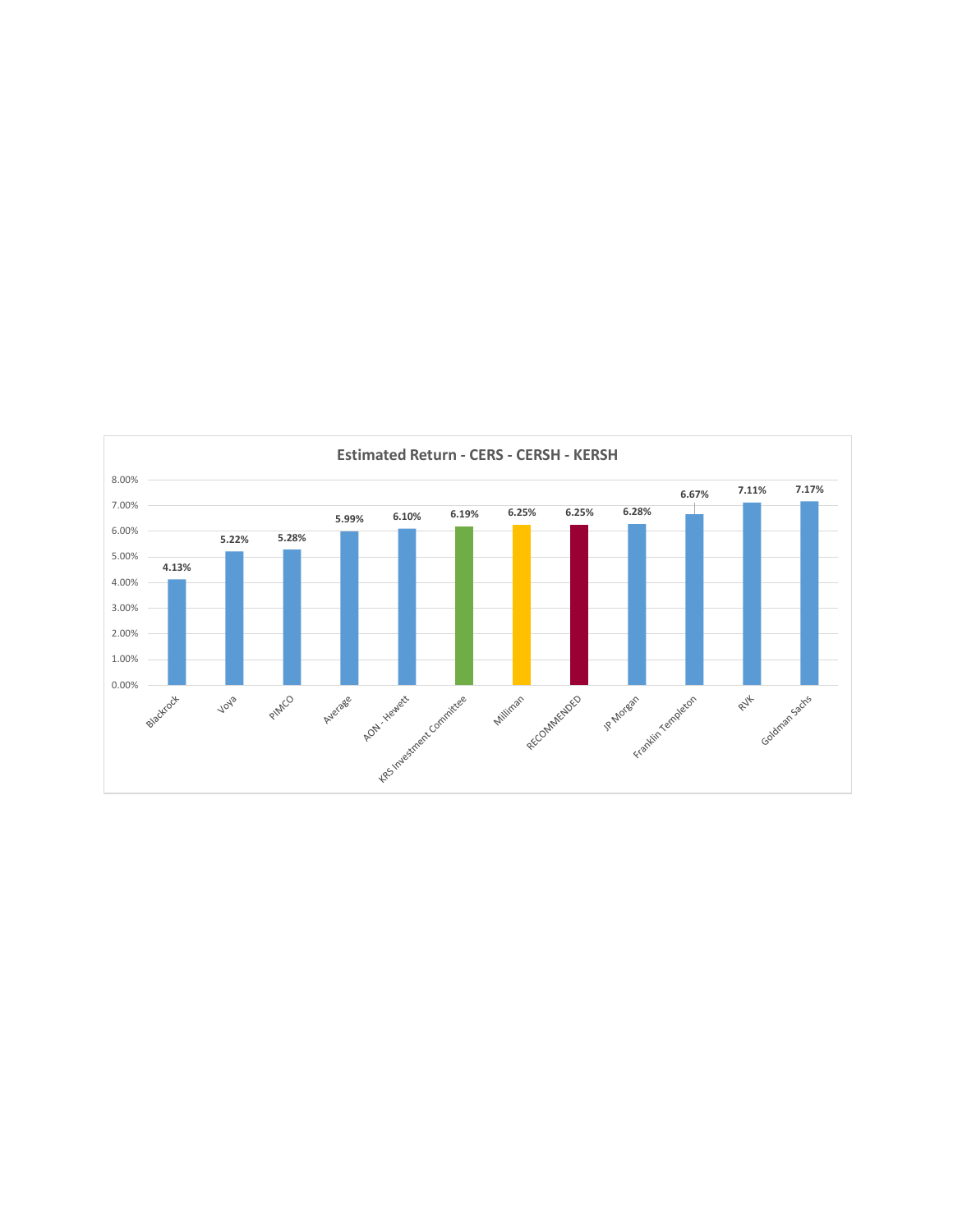## Estimated Return - CERS - CERSH - KERSH

| Source | Estimated Return |
|---|---|
| Blackrock | 4.13% |
| Voya | 5.22% |
| PIMCO | 5.28% |
| Average | 5.99% |
| AON - Hewett | 6.10% |
| KRS Investment Committee | 6.19% |
| Milliman | 6.25% |
| RECOMMENDED | 6.25% |
| JP Morgan | 6.28% |
| Franklin Templeton | 6.67% |
| RVK | 7.11% |
| Goldman Sachs | 7.17% |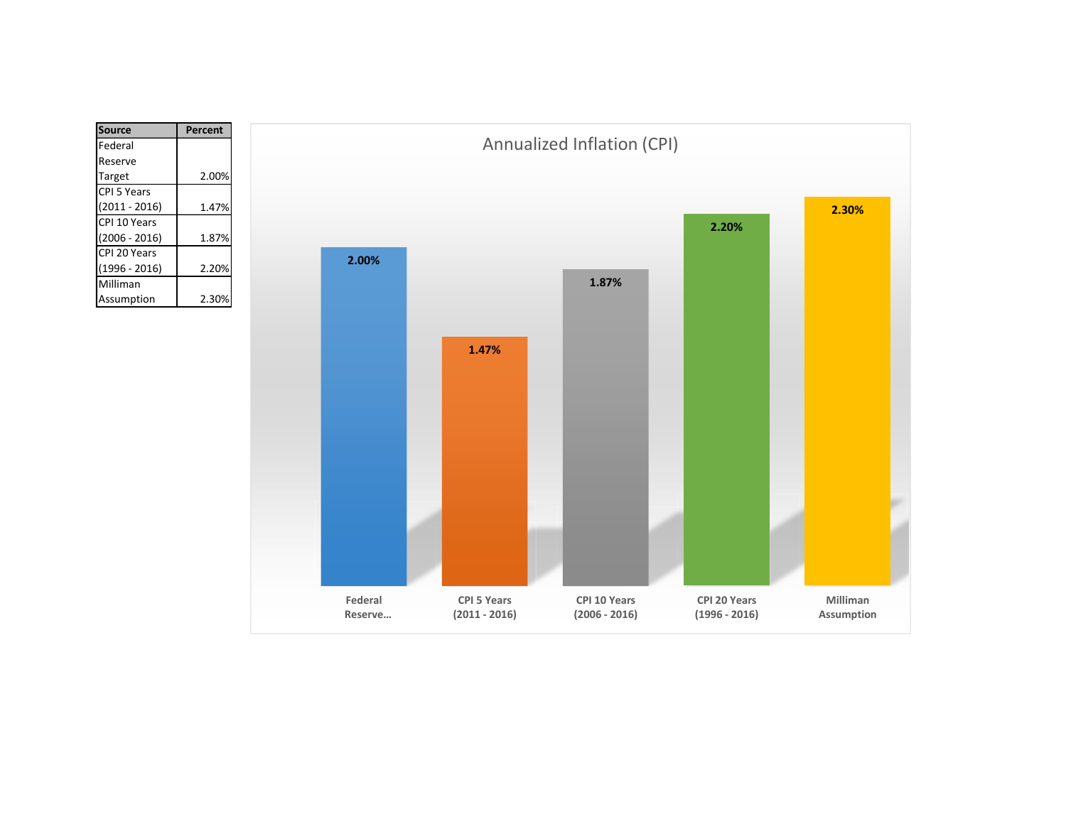| Source | Percent |
|---|---|
| Federal Reserve Target | 2.00% |
| CPI 5 Years (2011 - 2016) | 1.47% |
| CPI 10 Years (2006 - 2016) | 1.87% |
| CPI 20 Years (1996 - 2016) | 2.20% |
| Milliman Assumption | 2.30% |

## Annualized Inflation (CPI)

| Federal Reserve... | CPI 5 Years (2011 - 2016) | CPI 10 Years (2006 - 2016) | CPI 20 Years (1996 - 2016) | Milliman Assumption |
|---|---|---|---|---|
| 2.00% | 1.47% | 1.87% | 2.20% | 2.30% |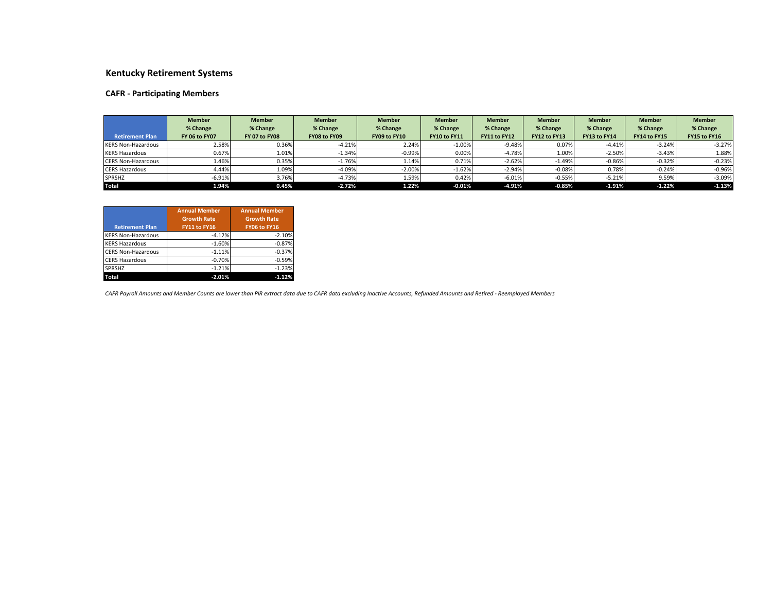## Kentucky Retirement Systems

### CAFR - Participating Members

| Retirement Plan | Member % Change FY 06 to FY07 | Member % Change FY 07 to FY08 | Member % Change FY08 to FY09 | Member % Change FY09 to FY10 | Member % Change FY10 to FY11 | Member % Change FY11 to FY12 | Member % Change FY12 to FY13 | Member % Change FY13 to FY14 | Member % Change FY14 to FY15 | Member % Change FY15 to FY16 |
|---|---|---|---|---|---|---|---|---|---|---|
| KERS Non-Hazardous | 2.58% | 0.36% | -4.21% | 2.24% | -1.00% | -9.48% | 0.07% | -4.41% | -3.24% | -3.27% |
| KERS Hazardous | 0.67% | 1.01% | -1.34% | -0.99% | 0.00% | -4.78% | 1.00% | -2.50% | -3.43% | 1.88% |
| CERS Non-Hazardous | 1.46% | 0.35% | -1.76% | 1.14% | 0.71% | -2.62% | -1.49% | -0.86% | -0.32% | -0.23% |
| CERS Hazardous | 4.44% | 1.09% | -4.09% | -2.00% | -1.62% | -2.94% | -0.08% | 0.78% | -0.24% | -0.96% |
| SPRSHZ | -6.91% | 3.76% | -4.73% | 1.59% | 0.42% | -6.01% | -0.55% | -5.21% | 9.59% | -3.09% |
| **Total** | **1.94%** | **0.45%** | **-2.72%** | **1.22%** | **-0.01%** | **-4.91%** | **-0.85%** | **-1.91%** | **-1.22%** | **-1.13%** |

| Retirement Plan | Annual Member Growth Rate FY11 to FY16 | Annual Member Growth Rate FY06 to FY16 |
|---|---|---|
| KERS Non-Hazardous | -4.12% | -2.10% |
| KERS Hazardous | -1.60% | -0.87% |
| CERS Non-Hazardous | -1.11% | -0.37% |
| CERS Hazardous | -0.70% | -0.59% |
| SPRSHZ | -1.21% | -1.23% |
| **Total** | **-2.01%** | **-1.12%** |

*CAFR Payroll Amounts and Member Counts are lower than PIR extract data due to CAFR data excluding Inactive Accounts, Refunded Amounts and Retired - Reemployed Members*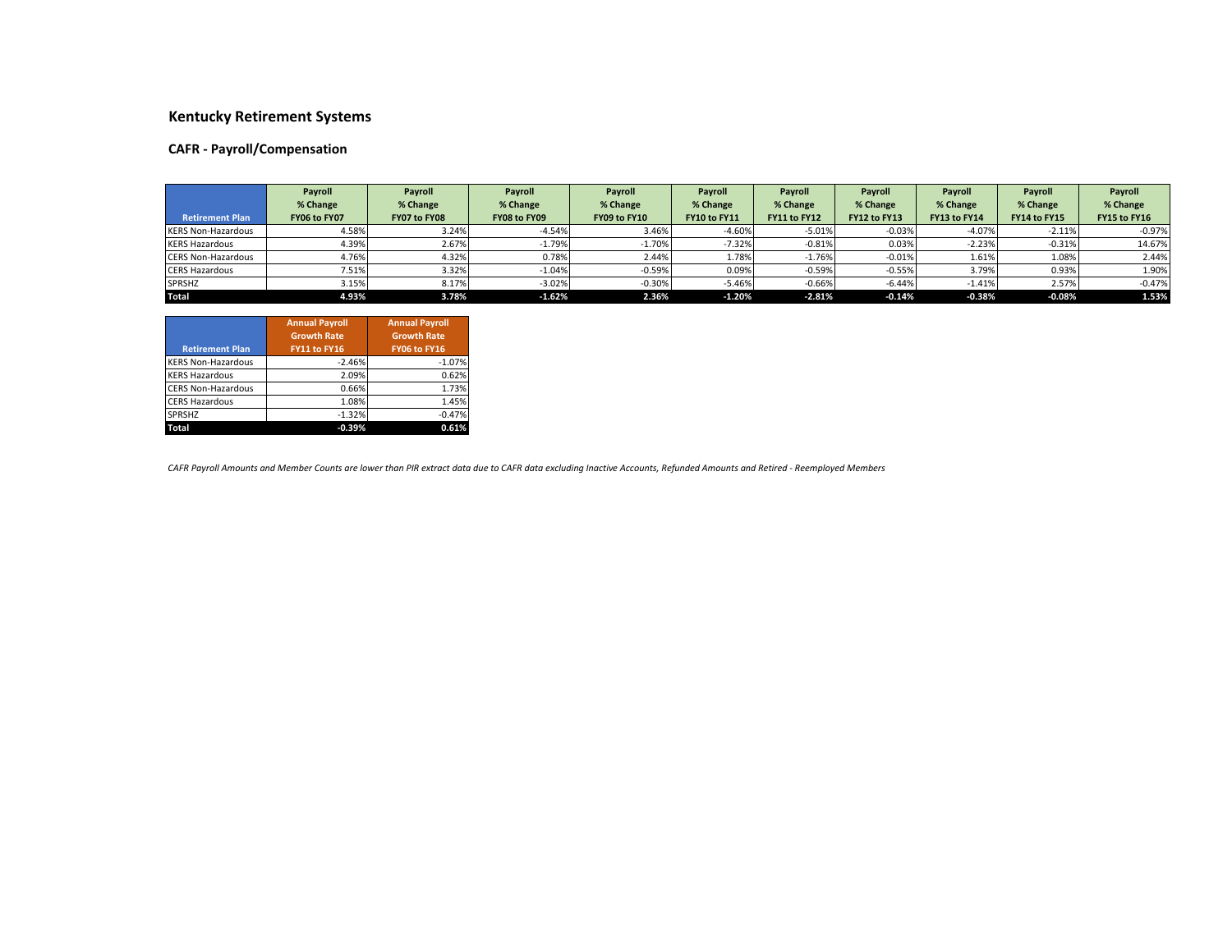## Kentucky Retirement Systems

### CAFR - Payroll/Compensation

| Retirement Plan | Payroll % Change FY06 to FY07 | Payroll % Change FY07 to FY08 | Payroll % Change FY08 to FY09 | Payroll % Change FY09 to FY10 | Payroll % Change FY10 to FY11 | Payroll % Change FY11 to FY12 | Payroll % Change FY12 to FY13 | Payroll % Change FY13 to FY14 | Payroll % Change FY14 to FY15 | Payroll % Change FY15 to FY16 |
|---|---|---|---|---|---|---|---|---|---|---|
| KERS Non-Hazardous | 4.58% | 3.24% | -4.54% | 3.46% | -4.60% | -5.01% | -0.03% | -4.07% | -2.11% | -0.97% |
| KERS Hazardous | 4.39% | 2.67% | -1.79% | -1.70% | -7.32% | -0.81% | 0.03% | -2.23% | -0.31% | 14.67% |
| CERS Non-Hazardous | 4.76% | 4.32% | 0.78% | 2.44% | 1.78% | -1.76% | -0.01% | 1.61% | 1.08% | 2.44% |
| CERS Hazardous | 7.51% | 3.32% | -1.04% | -0.59% | 0.09% | -0.59% | -0.55% | 3.79% | 0.93% | 1.90% |
| SPRSHZ | 3.15% | 8.17% | -3.02% | -0.30% | -5.46% | -0.66% | -6.44% | -1.41% | 2.57% | -0.47% |
| **Total** | **4.93%** | **3.78%** | **-1.62%** | **2.36%** | **-1.20%** | **-2.81%** | **-0.14%** | **-0.38%** | **-0.08%** | **1.53%** |

| Retirement Plan | Annual Payroll Growth Rate FY11 to FY16 | Annual Payroll Growth Rate FY06 to FY16 |
|---|---|---|
| KERS Non-Hazardous | -2.46% | -1.07% |
| KERS Hazardous | 2.09% | 0.62% |
| CERS Non-Hazardous | 0.66% | 1.73% |
| CERS Hazardous | 1.08% | 1.45% |
| SPRSHZ | -1.32% | -0.47% |
| **Total** | **-0.39%** | **0.61%** |

*CAFR Payroll Amounts and Member Counts are lower than PIR extract data due to CAFR data excluding Inactive Accounts, Refunded Amounts and Retired - Reemployed Members*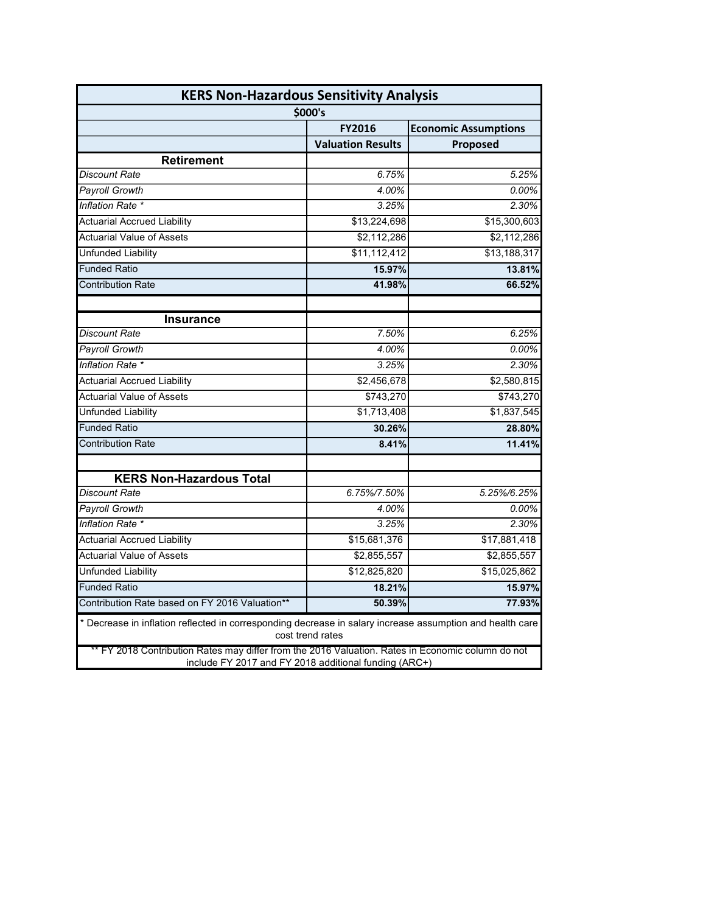| KERS Non-Hazardous Sensitivity Analysis | | |
|---|---|---|
| $000's | | |
| | **FY2016** | **Economic Assumptions** |
| | **Valuation Results** | **Proposed** |
| **Retirement** | | |
| *Discount Rate* | *6.75%* | *5.25%* |
| *Payroll Growth* | *4.00%* | *0.00%* |
| *Inflation Rate \** | *3.25%* | *2.30%* |
| Actuarial Accrued Liability | $13,224,698 | $15,300,603 |
| Actuarial Value of Assets | $2,112,286 | $2,112,286 |
| Unfunded Liability | $11,112,412 | $13,188,317 |
| Funded Ratio | **15.97%** | **13.81%** |
| Contribution Rate | **41.98%** | **66.52%** |
| | | |
| **Insurance** | | |
| *Discount Rate* | *7.50%* | *6.25%* |
| *Payroll Growth* | *4.00%* | *0.00%* |
| *Inflation Rate \** | *3.25%* | *2.30%* |
| Actuarial Accrued Liability | $2,456,678 | $2,580,815 |
| Actuarial Value of Assets | $743,270 | $743,270 |
| Unfunded Liability | $1,713,408 | $1,837,545 |
| Funded Ratio | **30.26%** | **28.80%** |
| Contribution Rate | **8.41%** | **11.41%** |
| | | |
| **KERS Non-Hazardous Total** | | |
| *Discount Rate* | *6.75%/7.50%* | *5.25%/6.25%* |
| *Payroll Growth* | *4.00%* | *0.00%* |
| *Inflation Rate \** | *3.25%* | *2.30%* |
| Actuarial Accrued Liability | $15,681,376 | $17,881,418 |
| Actuarial Value of Assets | $2,855,557 | $2,855,557 |
| Unfunded Liability | $12,825,820 | $15,025,862 |
| Funded Ratio | **18.21%** | **15.97%** |
| Contribution Rate based on FY 2016 Valuation** | **50.39%** | **77.93%** |

\* Decrease in inflation reflected in corresponding decrease in salary increase assumption and health care cost trend rates

** FY 2018 Contribution Rates may differ from the 2016 Valuation. Rates in Economic column do not include FY 2017 and FY 2018 additional funding (ARC+)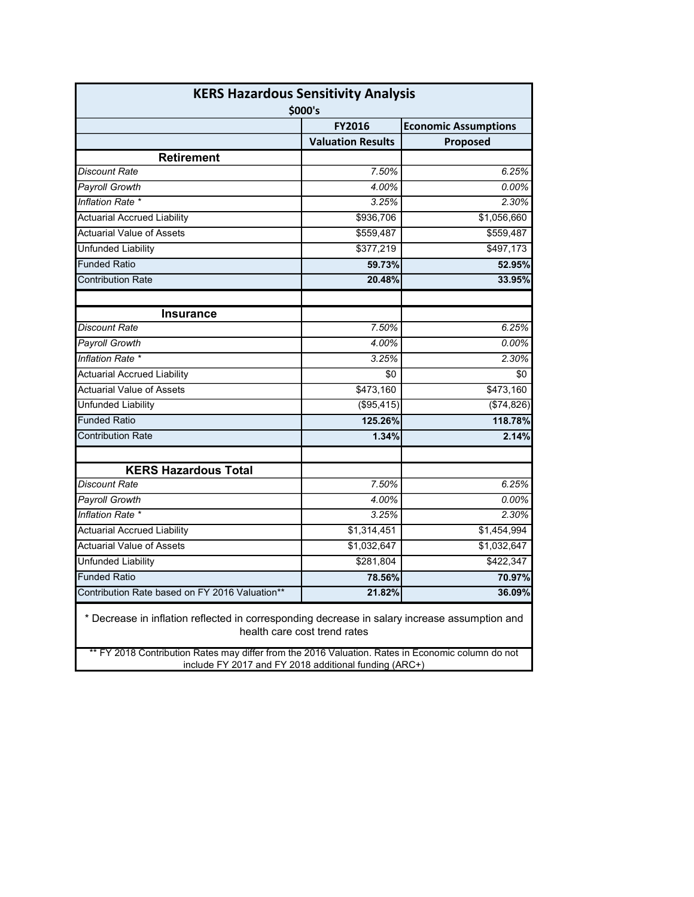## KERS Hazardous Sensitivity Analysis

$000's

| | FY2016 Valuation Results | Economic Assumptions Proposed |
|---|---|---|
| **Retirement** | | |
| *Discount Rate* | *7.50%* | *6.25%* |
| *Payroll Growth* | *4.00%* | *0.00%* |
| *Inflation Rate \** | *3.25%* | *2.30%* |
| Actuarial Accrued Liability | $936,706 | $1,056,660 |
| Actuarial Value of Assets | $559,487 | $559,487 |
| Unfunded Liability | $377,219 | $497,173 |
| Funded Ratio | **59.73%** | **52.95%** |
| Contribution Rate | **20.48%** | **33.95%** |
| | | |
| **Insurance** | | |
| *Discount Rate* | *7.50%* | *6.25%* |
| *Payroll Growth* | *4.00%* | *0.00%* |
| *Inflation Rate \** | *3.25%* | *2.30%* |
| Actuarial Accrued Liability | $0 | $0 |
| Actuarial Value of Assets | $473,160 | $473,160 |
| Unfunded Liability | ($95,415) | ($74,826) |
| Funded Ratio | **125.26%** | **118.78%** |
| Contribution Rate | **1.34%** | **2.14%** |
| | | |
| **KERS Hazardous Total** | | |
| *Discount Rate* | *7.50%* | *6.25%* |
| *Payroll Growth* | *4.00%* | *0.00%* |
| *Inflation Rate \** | *3.25%* | *2.30%* |
| Actuarial Accrued Liability | $1,314,451 | $1,454,994 |
| Actuarial Value of Assets | $1,032,647 | $1,032,647 |
| Unfunded Liability | $281,804 | $422,347 |
| Funded Ratio | **78.56%** | **70.97%** |
| Contribution Rate based on FY 2016 Valuation** | **21.82%** | **36.09%** |

* Decrease in inflation reflected in corresponding decrease in salary increase assumption and health care cost trend rates

** FY 2018 Contribution Rates may differ from the 2016 Valuation. Rates in Economic column do not include FY 2017 and FY 2018 additional funding (ARC+)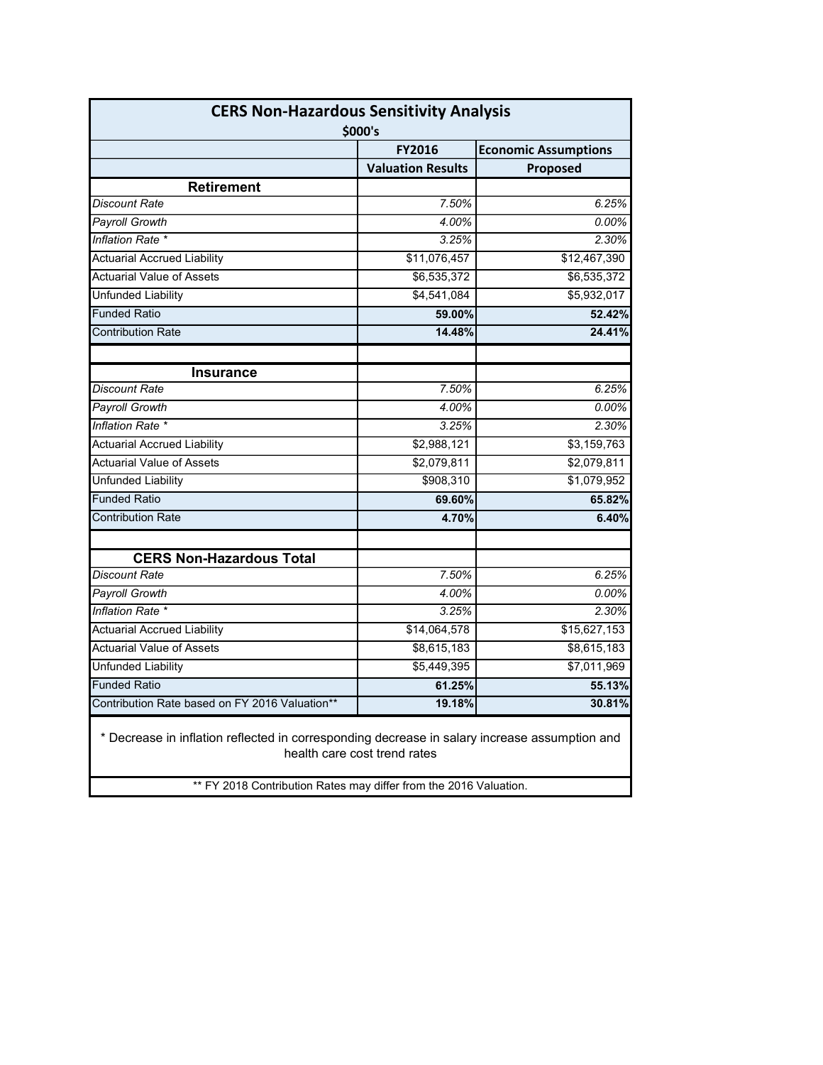## CERS Non-Hazardous Sensitivity Analysis

$000's

| | FY2016 Valuation Results | Economic Assumptions Proposed |
|---|---|---|
| **Retirement** | | |
| *Discount Rate* | *7.50%* | *6.25%* |
| *Payroll Growth* | *4.00%* | *0.00%* |
| *Inflation Rate* * | *3.25%* | *2.30%* |
| Actuarial Accrued Liability | $11,076,457 | $12,467,390 |
| Actuarial Value of Assets | $6,535,372 | $6,535,372 |
| Unfunded Liability | $4,541,084 | $5,932,017 |
| Funded Ratio | **59.00%** | **52.42%** |
| Contribution Rate | **14.48%** | **24.41%** |
| | | |
| **Insurance** | | |
| *Discount Rate* | *7.50%* | *6.25%* |
| *Payroll Growth* | *4.00%* | *0.00%* |
| *Inflation Rate* * | *3.25%* | *2.30%* |
| Actuarial Accrued Liability | $2,988,121 | $3,159,763 |
| Actuarial Value of Assets | $2,079,811 | $2,079,811 |
| Unfunded Liability | $908,310 | $1,079,952 |
| Funded Ratio | **69.60%** | **65.82%** |
| Contribution Rate | **4.70%** | **6.40%** |
| | | |
| **CERS Non-Hazardous Total** | | |
| *Discount Rate* | *7.50%* | *6.25%* |
| *Payroll Growth* | *4.00%* | *0.00%* |
| *Inflation Rate* * | *3.25%* | *2.30%* |
| Actuarial Accrued Liability | $14,064,578 | $15,627,153 |
| Actuarial Value of Assets | $8,615,183 | $8,615,183 |
| Unfunded Liability | $5,449,395 | $7,011,969 |
| Funded Ratio | **61.25%** | **55.13%** |
| Contribution Rate based on FY 2016 Valuation** | **19.18%** | **30.81%** |

* Decrease in inflation reflected in corresponding decrease in salary increase assumption and health care cost trend rates

** FY 2018 Contribution Rates may differ from the 2016 Valuation.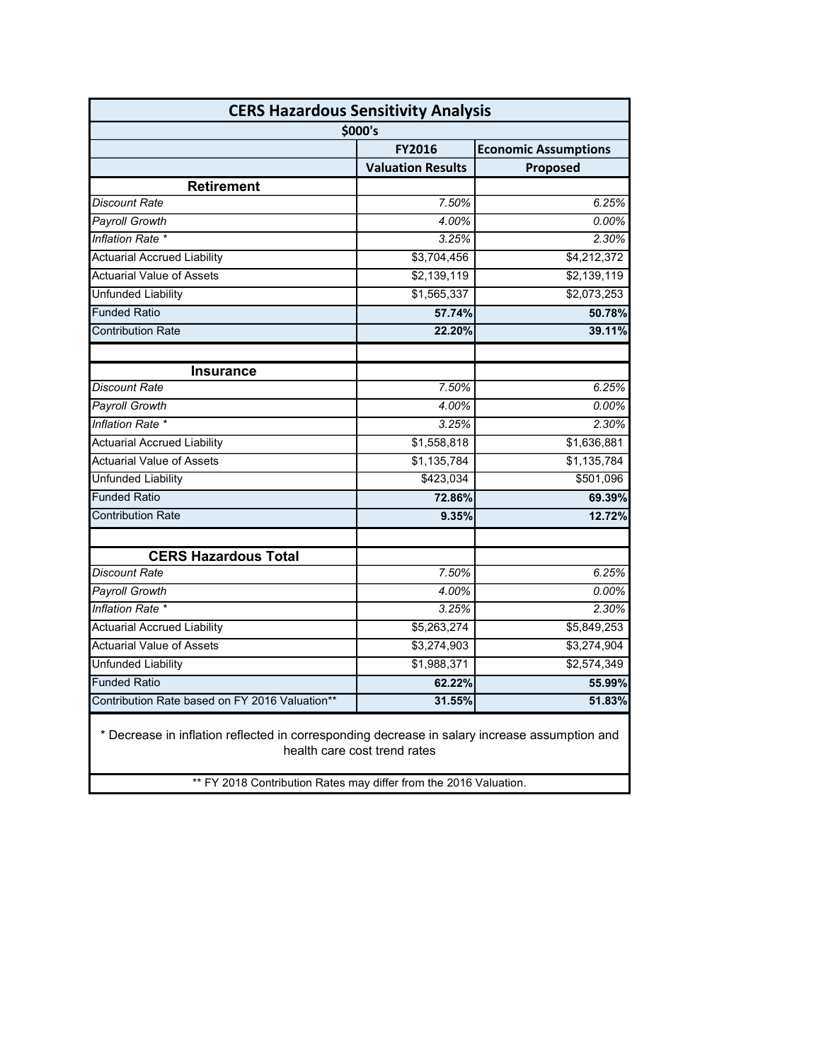| CERS Hazardous Sensitivity Analysis | | |
|---|---|---|
| $000's | | |
| | FY2016 | Economic Assumptions |
| | Valuation Results | Proposed |
| **Retirement** | | |
| *Discount Rate* | *7.50%* | *6.25%* |
| *Payroll Growth* | *4.00%* | *0.00%* |
| *Inflation Rate \** | *3.25%* | *2.30%* |
| Actuarial Accrued Liability | $3,704,456 | $4,212,372 |
| Actuarial Value of Assets | $2,139,119 | $2,139,119 |
| Unfunded Liability | $1,565,337 | $2,073,253 |
| Funded Ratio | **57.74%** | **50.78%** |
| Contribution Rate | **22.20%** | **39.11%** |
| | | |
| **Insurance** | | |
| *Discount Rate* | *7.50%* | *6.25%* |
| *Payroll Growth* | *4.00%* | *0.00%* |
| *Inflation Rate \** | *3.25%* | *2.30%* |
| Actuarial Accrued Liability | $1,558,818 | $1,636,881 |
| Actuarial Value of Assets | $1,135,784 | $1,135,784 |
| Unfunded Liability | $423,034 | $501,096 |
| Funded Ratio | **72.86%** | **69.39%** |
| Contribution Rate | **9.35%** | **12.72%** |
| | | |
| **CERS Hazardous Total** | | |
| *Discount Rate* | *7.50%* | *6.25%* |
| *Payroll Growth* | *4.00%* | *0.00%* |
| *Inflation Rate \** | *3.25%* | *2.30%* |
| Actuarial Accrued Liability | $5,263,274 | $5,849,253 |
| Actuarial Value of Assets | $3,274,903 | $3,274,904 |
| Unfunded Liability | $1,988,371 | $2,574,349 |
| Funded Ratio | **62.22%** | **55.99%** |
| Contribution Rate based on FY 2016 Valuation\*\* | **31.55%** | **51.83%** |

\* Decrease in inflation reflected in corresponding decrease in salary increase assumption and health care cost trend rates

\*\* FY 2018 Contribution Rates may differ from the 2016 Valuation.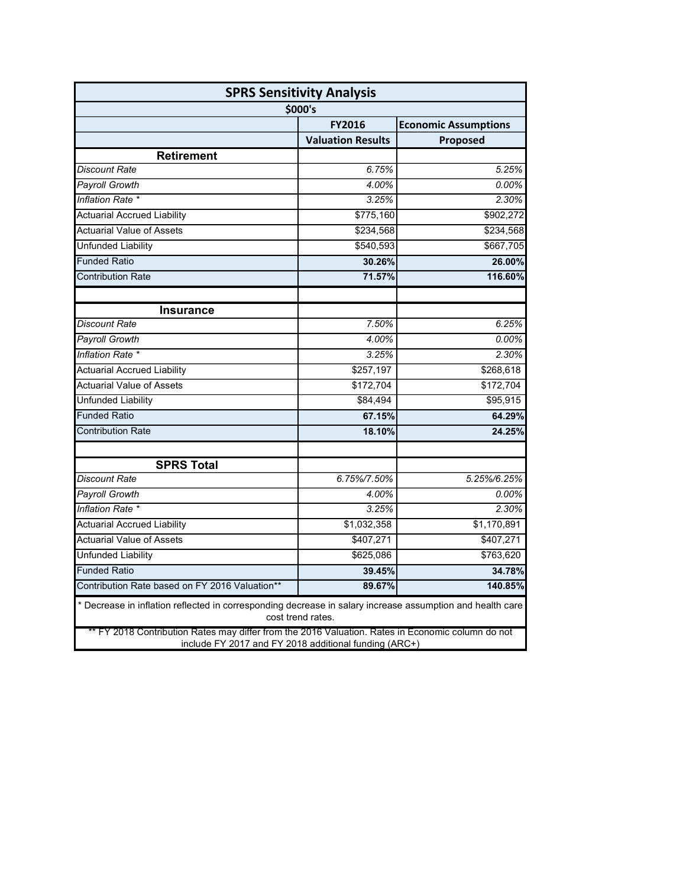## SPRS Sensitivity Analysis

$000's

| | FY2016<br>Valuation Results | Economic Assumptions<br>Proposed |
|---|---|---|
| **Retirement** | | |
| *Discount Rate* | *6.75%* | *5.25%* |
| *Payroll Growth* | *4.00%* | *0.00%* |
| *Inflation Rate \** | *3.25%* | *2.30%* |
| Actuarial Accrued Liability | $775,160 | $902,272 |
| Actuarial Value of Assets | $234,568 | $234,568 |
| Unfunded Liability | $540,593 | $667,705 |
| Funded Ratio | **30.26%** | **26.00%** |
| Contribution Rate | **71.57%** | **116.60%** |
| | | |
| **Insurance** | | |
| *Discount Rate* | *7.50%* | *6.25%* |
| *Payroll Growth* | *4.00%* | *0.00%* |
| *Inflation Rate \** | *3.25%* | *2.30%* |
| Actuarial Accrued Liability | $257,197 | $268,618 |
| Actuarial Value of Assets | $172,704 | $172,704 |
| Unfunded Liability | $84,494 | $95,915 |
| Funded Ratio | **67.15%** | **64.29%** |
| Contribution Rate | **18.10%** | **24.25%** |
| | | |
| **SPRS Total** | | |
| *Discount Rate* | *6.75%/7.50%* | *5.25%/6.25%* |
| *Payroll Growth* | *4.00%* | *0.00%* |
| *Inflation Rate \** | *3.25%* | *2.30%* |
| Actuarial Accrued Liability | $1,032,358 | $1,170,891 |
| Actuarial Value of Assets | $407,271 | $407,271 |
| Unfunded Liability | $625,086 | $763,620 |
| Funded Ratio | **39.45%** | **34.78%** |
| Contribution Rate based on FY 2016 Valuation** | **89.67%** | **140.85%** |

\* Decrease in inflation reflected in corresponding decrease in salary increase assumption and health care cost trend rates.

** FY 2018 Contribution Rates may differ from the 2016 Valuation. Rates in Economic column do not include FY 2017 and FY 2018 additional funding (ARC+)